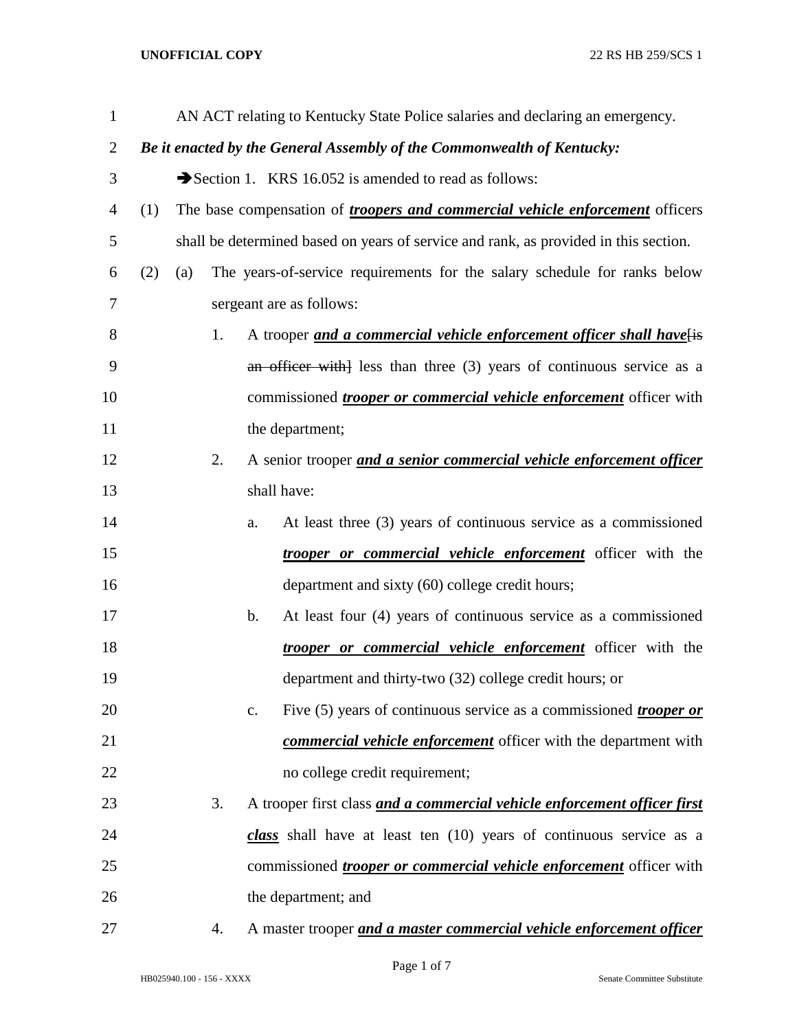AN ACT relating to Kentucky State Police salaries and declaring an emergency.

***Be it enacted by the General Assembly of the Commonwealth of Kentucky:***

➔Section 1. KRS 16.052 is amended to read as follows:

(1) The base compensation of ***troopers and commercial vehicle enforcement*** officers shall be determined based on years of service and rank, as provided in this section.

(2) (a) The years-of-service requirements for the salary schedule for ranks below sergeant are as follows:

1. A trooper ***and a commercial vehicle enforcement officer shall have***[is an officer with] less than three (3) years of continuous service as a commissioned ***trooper or commercial vehicle enforcement*** officer with the department;

2. A senior trooper ***and a senior commercial vehicle enforcement officer*** shall have:

   a. At least three (3) years of continuous service as a commissioned ***trooper or commercial vehicle enforcement*** officer with the department and sixty (60) college credit hours;

   b. At least four (4) years of continuous service as a commissioned ***trooper or commercial vehicle enforcement*** officer with the department and thirty-two (32) college credit hours; or

   c. Five (5) years of continuous service as a commissioned ***trooper or commercial vehicle enforcement*** officer with the department with no college credit requirement;

3. A trooper first class ***and a commercial vehicle enforcement officer first class*** shall have at least ten (10) years of continuous service as a commissioned ***trooper or commercial vehicle enforcement*** officer with the department; and

4. A master trooper ***and a master commercial vehicle enforcement officer***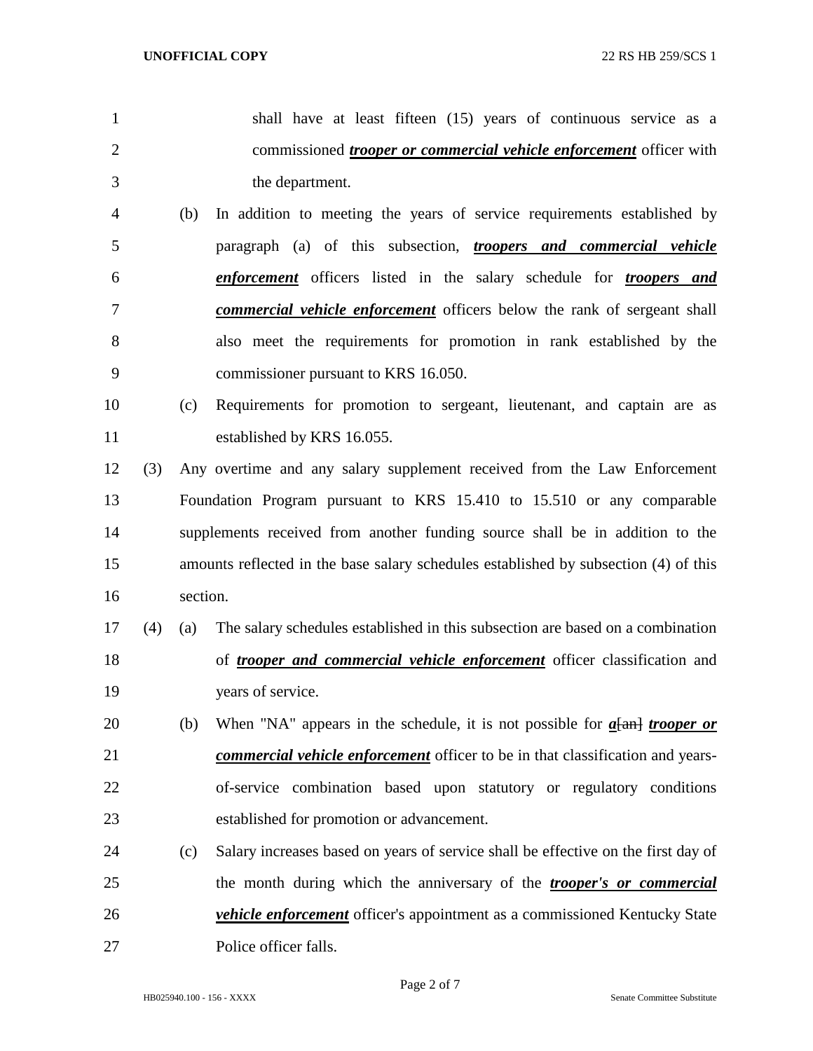shall have at least fifteen (15) years of continuous service as a commissioned ***trooper or commercial vehicle enforcement*** officer with the department.

(b) In addition to meeting the years of service requirements established by paragraph (a) of this subsection, ***troopers and commercial vehicle enforcement*** officers listed in the salary schedule for ***troopers and commercial vehicle enforcement*** officers below the rank of sergeant shall also meet the requirements for promotion in rank established by the commissioner pursuant to KRS 16.050.

(c) Requirements for promotion to sergeant, lieutenant, and captain are as established by KRS 16.055.

(3) Any overtime and any salary supplement received from the Law Enforcement Foundation Program pursuant to KRS 15.410 to 15.510 or any comparable supplements received from another funding source shall be in addition to the amounts reflected in the base salary schedules established by subsection (4) of this section.

(4) (a) The salary schedules established in this subsection are based on a combination of ***trooper and commercial vehicle enforcement*** officer classification and years of service.

(b) When "NA" appears in the schedule, it is not possible for ***a***~~[an]~~ ***trooper or commercial vehicle enforcement*** officer to be in that classification and years-of-service combination based upon statutory or regulatory conditions established for promotion or advancement.

(c) Salary increases based on years of service shall be effective on the first day of the month during which the anniversary of the ***trooper's or commercial vehicle enforcement*** officer's appointment as a commissioned Kentucky State Police officer falls.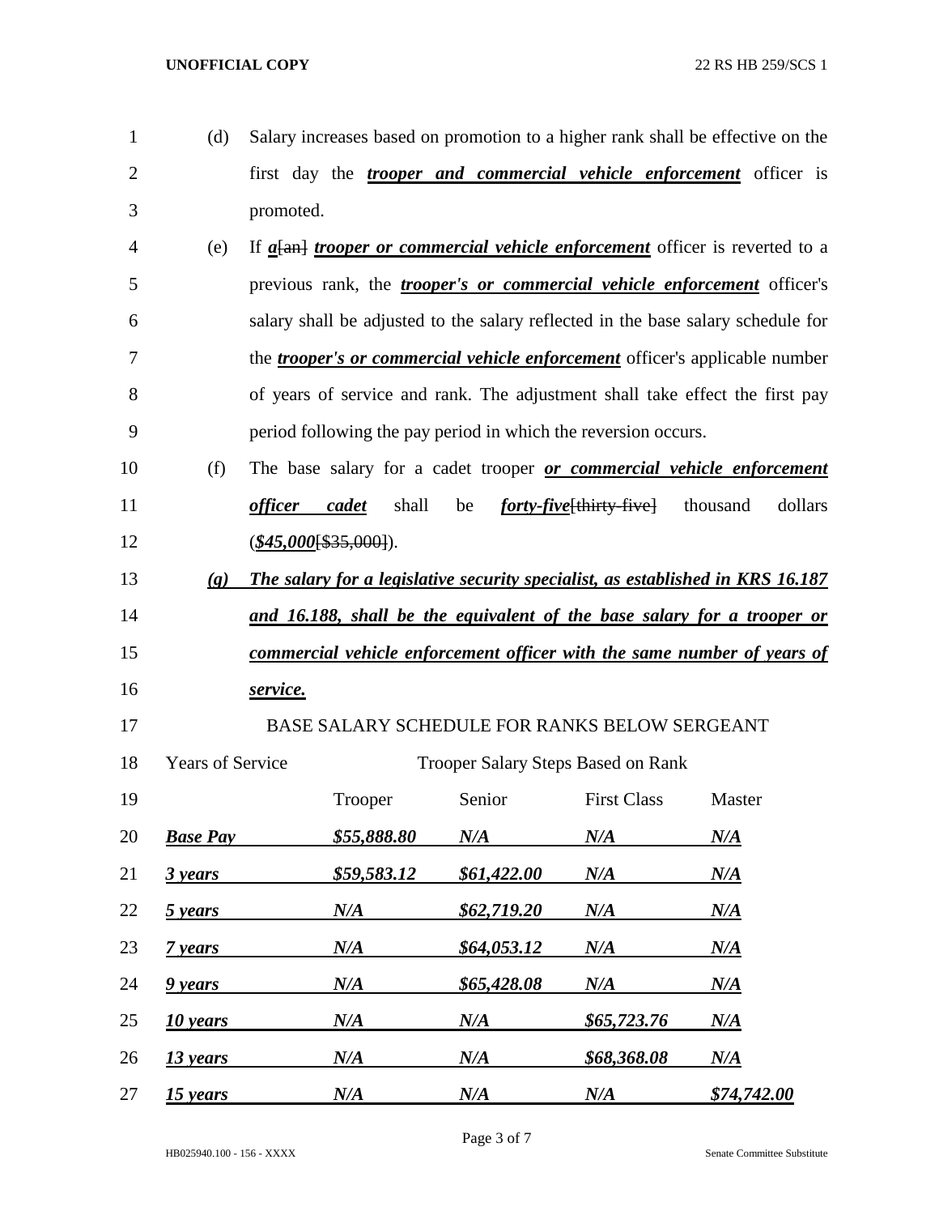(d) Salary increases based on promotion to a higher rank shall be effective on the first day the ***trooper and commercial vehicle enforcement*** officer is promoted.

(e) If ***a***[an] ***trooper or commercial vehicle enforcement*** officer is reverted to a previous rank, the ***trooper's or commercial vehicle enforcement*** officer's salary shall be adjusted to the salary reflected in the base salary schedule for the ***trooper's or commercial vehicle enforcement*** officer's applicable number of years of service and rank. The adjustment shall take effect the first pay period following the pay period in which the reversion occurs.

(f) The base salary for a cadet trooper ***or commercial vehicle enforcement officer cadet*** shall be ***forty-five***[thirty-five] thousand dollars (***$45,000***[$35,000]).

***(g) The salary for a legislative security specialist, as established in KRS 16.187 and 16.188, shall be the equivalent of the base salary for a trooper or commercial vehicle enforcement officer with the same number of years of service.***

BASE SALARY SCHEDULE FOR RANKS BELOW SERGEANT

| Years of Service | Trooper Salary Steps Based on Rank | | | |
|---|---|---|---|---|
| | Trooper | Senior | First Class | Master |
| ***Base Pay*** | ***$55,888.80*** | ***N/A*** | ***N/A*** | ***N/A*** |
| ***3 years*** | ***$59,583.12*** | ***$61,422.00*** | ***N/A*** | ***N/A*** |
| ***5 years*** | ***N/A*** | ***$62,719.20*** | ***N/A*** | ***N/A*** |
| ***7 years*** | ***N/A*** | ***$64,053.12*** | ***N/A*** | ***N/A*** |
| ***9 years*** | ***N/A*** | ***$65,428.08*** | ***N/A*** | ***N/A*** |
| ***10 years*** | ***N/A*** | ***N/A*** | ***$65,723.76*** | ***N/A*** |
| ***13 years*** | ***N/A*** | ***N/A*** | ***$68,368.08*** | ***N/A*** |
| ***15 years*** | ***N/A*** | ***N/A*** | ***N/A*** | ***$74,742.00*** |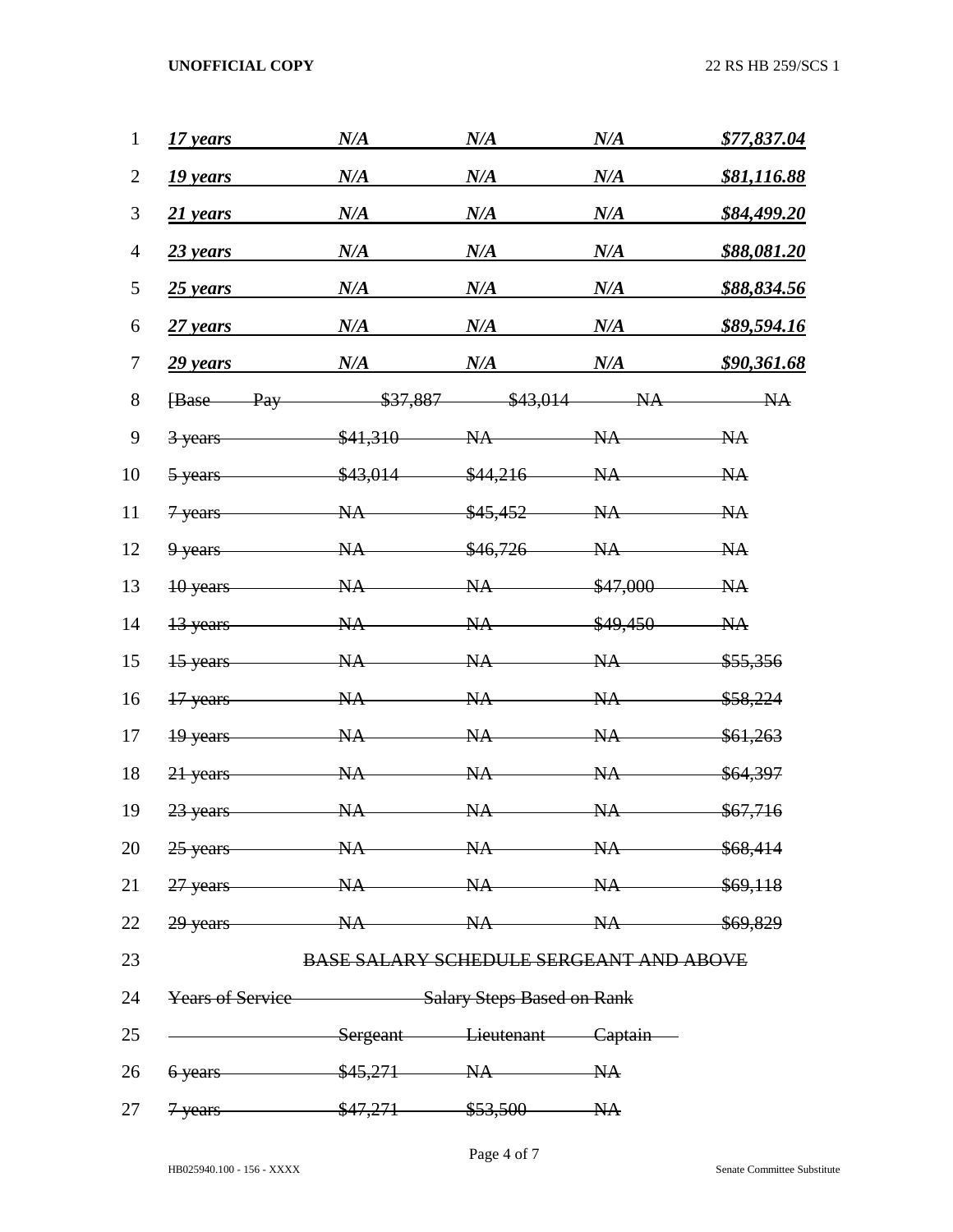| | | | | |
|---|---|---|---|---|
| ***17 years*** | ***N/A*** | ***N/A*** | ***N/A*** | ***$77,837.04*** |
| ***19 years*** | ***N/A*** | ***N/A*** | ***N/A*** | ***$81,116.88*** |
| ***21 years*** | ***N/A*** | ***N/A*** | ***N/A*** | ***$84,499.20*** |
| ***23 years*** | ***N/A*** | ***N/A*** | ***N/A*** | ***$88,081.20*** |
| ***25 years*** | ***N/A*** | ***N/A*** | ***N/A*** | ***$88,834.56*** |
| ***27 years*** | ***N/A*** | ***N/A*** | ***N/A*** | ***$89,594.16*** |
| ***29 years*** | ***N/A*** | ***N/A*** | ***N/A*** | ***$90,361.68*** |
| ~~[Base Pay~~ | ~~$37,887~~ | ~~$43,014~~ | ~~NA~~ | ~~NA~~ |
| ~~3 years~~ | ~~$41,310~~ | ~~NA~~ | ~~NA~~ | ~~NA~~ |
| ~~5 years~~ | ~~$43,014~~ | ~~$44,216~~ | ~~NA~~ | ~~NA~~ |
| ~~7 years~~ | ~~NA~~ | ~~$45,452~~ | ~~NA~~ | ~~NA~~ |
| ~~9 years~~ | ~~NA~~ | ~~$46,726~~ | ~~NA~~ | ~~NA~~ |
| ~~10 years~~ | ~~NA~~ | ~~NA~~ | ~~$47,000~~ | ~~NA~~ |
| ~~13 years~~ | ~~NA~~ | ~~NA~~ | ~~$49,450~~ | ~~NA~~ |
| ~~15 years~~ | ~~NA~~ | ~~NA~~ | ~~NA~~ | ~~$55,356~~ |
| ~~17 years~~ | ~~NA~~ | ~~NA~~ | ~~NA~~ | ~~$58,224~~ |
| ~~19 years~~ | ~~NA~~ | ~~NA~~ | ~~NA~~ | ~~$61,263~~ |
| ~~21 years~~ | ~~NA~~ | ~~NA~~ | ~~NA~~ | ~~$64,397~~ |
| ~~23 years~~ | ~~NA~~ | ~~NA~~ | ~~NA~~ | ~~$67,716~~ |
| ~~25 years~~ | ~~NA~~ | ~~NA~~ | ~~NA~~ | ~~$68,414~~ |
| ~~27 years~~ | ~~NA~~ | ~~NA~~ | ~~NA~~ | ~~$69,118~~ |
| ~~29 years~~ | ~~NA~~ | ~~NA~~ | ~~NA~~ | ~~$69,829~~ |

~~BASE SALARY SCHEDULE SERGEANT AND ABOVE~~

| ~~Years of Service~~ | ~~Salary Steps Based on Rank~~ | | |
|---|---|---|---|
| | ~~Sergeant~~ | ~~Lieutenant~~ | ~~Captain~~ |
| ~~6 years~~ | ~~$45,271~~ | ~~NA~~ | ~~NA~~ |
| ~~7 years~~ | ~~$47,271~~ | ~~$53,500~~ | ~~NA~~ |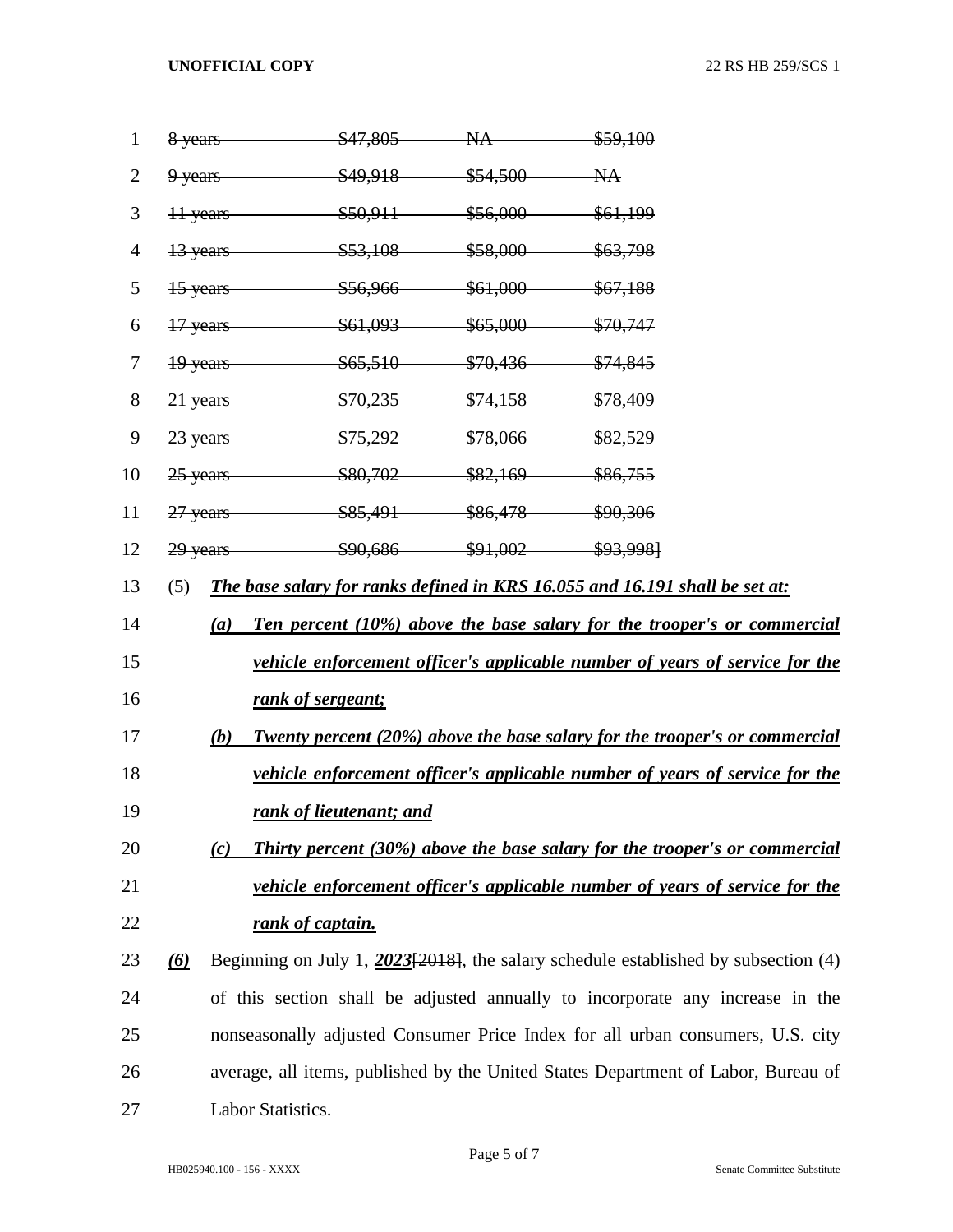| | | | |
|---|---|---|---|
| ~~8 years~~ | ~~$47,805~~ | ~~NA~~ | ~~$59,100~~ |
| ~~9 years~~ | ~~$49,918~~ | ~~$54,500~~ | ~~NA~~ |
| ~~11 years~~ | ~~$50,911~~ | ~~$56,000~~ | ~~$61,199~~ |
| ~~13 years~~ | ~~$53,108~~ | ~~$58,000~~ | ~~$63,798~~ |
| ~~15 years~~ | ~~$56,966~~ | ~~$61,000~~ | ~~$67,188~~ |
| ~~17 years~~ | ~~$61,093~~ | ~~$65,000~~ | ~~$70,747~~ |
| ~~19 years~~ | ~~$65,510~~ | ~~$70,436~~ | ~~$74,845~~ |
| ~~21 years~~ | ~~$70,235~~ | ~~$74,158~~ | ~~$78,409~~ |
| ~~23 years~~ | ~~$75,292~~ | ~~$78,066~~ | ~~$82,529~~ |
| ~~25 years~~ | ~~$80,702~~ | ~~$82,169~~ | ~~$86,755~~ |
| ~~27 years~~ | ~~$85,491~~ | ~~$86,478~~ | ~~$90,306~~ |
| ~~29 years~~ | ~~$90,686~~ | ~~$91,002~~ | ~~$93,998~~] |

(5) ***The base salary for ranks defined in KRS 16.055 and 16.191 shall be set at:***

***(a) Ten percent (10%) above the base salary for the trooper's or commercial vehicle enforcement officer's applicable number of years of service for the rank of sergeant;***

***(b) Twenty percent (20%) above the base salary for the trooper's or commercial vehicle enforcement officer's applicable number of years of service for the rank of lieutenant; and***

***(c) Thirty percent (30%) above the base salary for the trooper's or commercial vehicle enforcement officer's applicable number of years of service for the rank of captain.***

***(6)*** Beginning on July 1, ***2023***[~~2018~~], the salary schedule established by subsection (4) of this section shall be adjusted annually to incorporate any increase in the nonseasonally adjusted Consumer Price Index for all urban consumers, U.S. city average, all items, published by the United States Department of Labor, Bureau of Labor Statistics.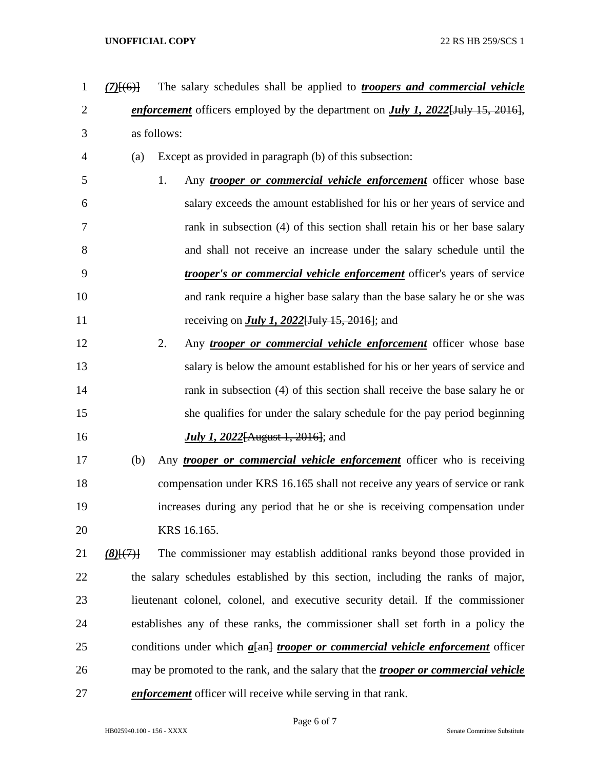***(7)***[(6)] The salary schedules shall be applied to ***troopers and commercial vehicle enforcement*** officers employed by the department on ***July 1, 2022***[July 15, 2016], as follows:

(a) Except as provided in paragraph (b) of this subsection:

1. Any ***trooper or commercial vehicle enforcement*** officer whose base salary exceeds the amount established for his or her years of service and rank in subsection (4) of this section shall retain his or her base salary and shall not receive an increase under the salary schedule until the ***trooper's or commercial vehicle enforcement*** officer's years of service and rank require a higher base salary than the base salary he or she was receiving on ***July 1, 2022***[July 15, 2016]; and

2. Any ***trooper or commercial vehicle enforcement*** officer whose base salary is below the amount established for his or her years of service and rank in subsection (4) of this section shall receive the base salary he or she qualifies for under the salary schedule for the pay period beginning ***July 1, 2022***[August 1, 2016]; and

(b) Any ***trooper or commercial vehicle enforcement*** officer who is receiving compensation under KRS 16.165 shall not receive any years of service or rank increases during any period that he or she is receiving compensation under KRS 16.165.

***(8)***[(7)] The commissioner may establish additional ranks beyond those provided in the salary schedules established by this section, including the ranks of major, lieutenant colonel, colonel, and executive security detail. If the commissioner establishes any of these ranks, the commissioner shall set forth in a policy the conditions under which ***a***[an] ***trooper or commercial vehicle enforcement*** officer may be promoted to the rank, and the salary that the ***trooper or commercial vehicle enforcement*** officer will receive while serving in that rank.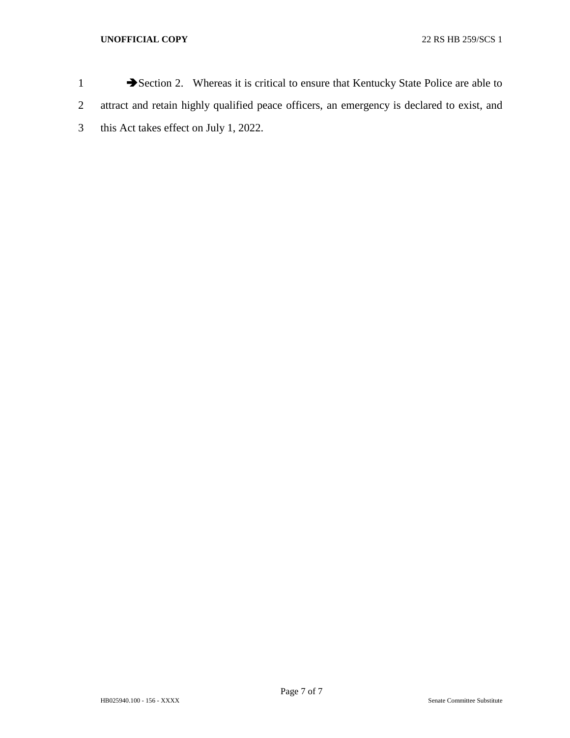➔Section 2. Whereas it is critical to ensure that Kentucky State Police are able to attract and retain highly qualified peace officers, an emergency is declared to exist, and this Act takes effect on July 1, 2022.